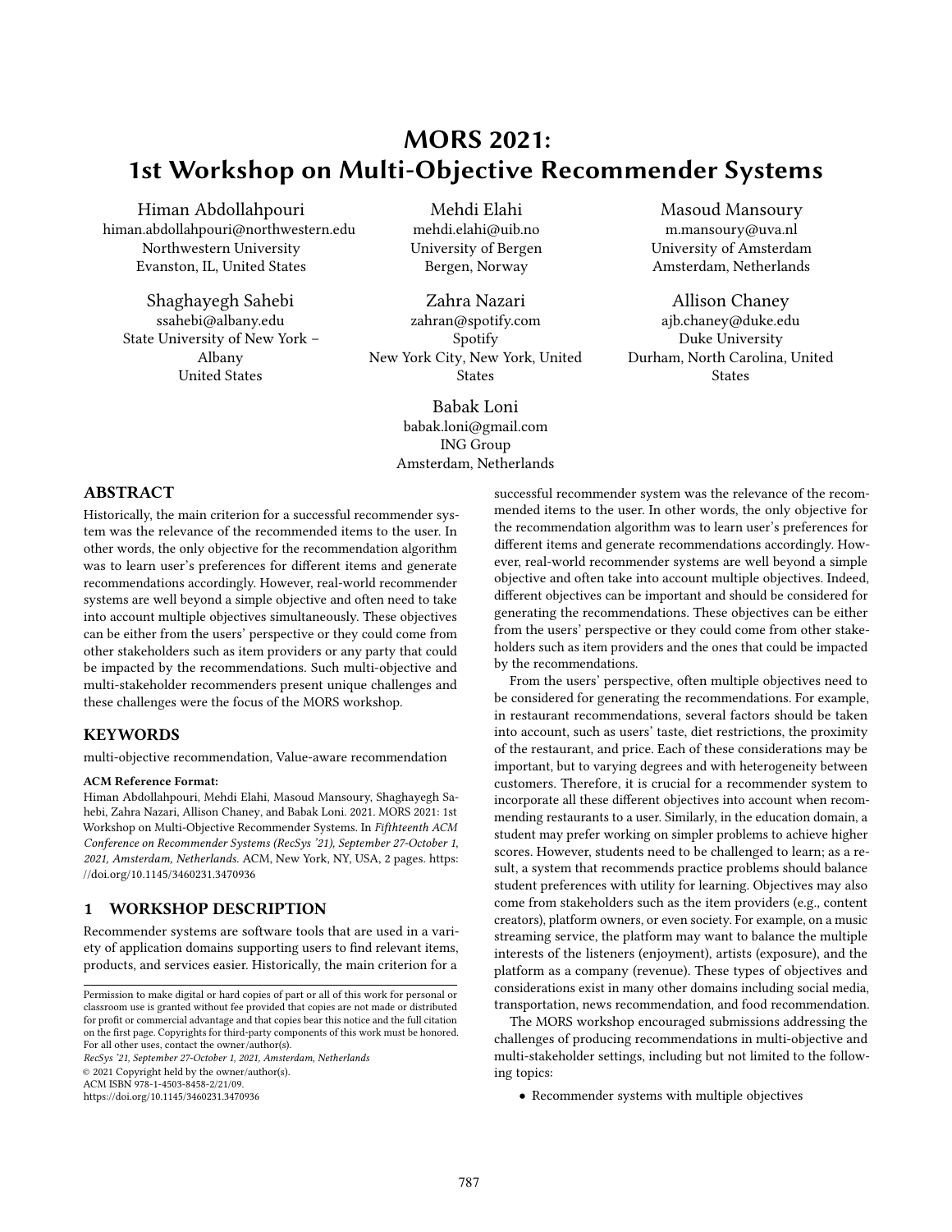# MORS 2021: 1st Workshop on Multi-Objective Recommender Systems

Himan Abdollahpouri
himan.abdollahpouri@northwestern.edu
Northwestern University
Evanston, IL, United States

Mehdi Elahi
mehdi.elahi@uib.no
University of Bergen
Bergen, Norway

Masoud Mansoury
m.mansoury@uva.nl
University of Amsterdam
Amsterdam, Netherlands

Shaghayegh Sahebi
ssahebi@albany.edu
State University of New York – Albany
United States

Zahra Nazari
zahran@spotify.com
Spotify
New York City, New York, United States

Allison Chaney
ajb.chaney@duke.edu
Duke University
Durham, North Carolina, United States

Babak Loni
babak.loni@gmail.com
ING Group
Amsterdam, Netherlands

## ABSTRACT

Historically, the main criterion for a successful recommender system was the relevance of the recommended items to the user. In other words, the only objective for the recommendation algorithm was to learn user's preferences for different items and generate recommendations accordingly. However, real-world recommender systems are well beyond a simple objective and often need to take into account multiple objectives simultaneously. These objectives can be either from the users' perspective or they could come from other stakeholders such as item providers or any party that could be impacted by the recommendations. Such multi-objective and multi-stakeholder recommenders present unique challenges and these challenges were the focus of the MORS workshop.

## KEYWORDS

multi-objective recommendation, Value-aware recommendation

**ACM Reference Format:**
Himan Abdollahpouri, Mehdi Elahi, Masoud Mansoury, Shaghayegh Sahebi, Zahra Nazari, Allison Chaney, and Babak Loni. 2021. MORS 2021: 1st Workshop on Multi-Objective Recommender Systems. In *Fifthteenth ACM Conference on Recommender Systems (RecSys '21), September 27-October 1, 2021, Amsterdam, Netherlands.* ACM, New York, NY, USA, 2 pages. https://doi.org/10.1145/3460231.3470936

Permission to make digital or hard copies of part or all of this work for personal or classroom use is granted without fee provided that copies are not made or distributed for profit or commercial advantage and that copies bear this notice and the full citation on the first page. Copyrights for third-party components of this work must be honored. For all other uses, contact the owner/author(s).
*RecSys '21, September 27-October 1, 2021, Amsterdam, Netherlands*
© 2021 Copyright held by the owner/author(s).
ACM ISBN 978-1-4503-8458-2/21/09.
https://doi.org/10.1145/3460231.3470936

## 1 WORKSHOP DESCRIPTION

Recommender systems are software tools that are used in a variety of application domains supporting users to find relevant items, products, and services easier. Historically, the main criterion for a successful recommender system was the relevance of the recommended items to the user. In other words, the only objective for the recommendation algorithm was to learn user's preferences for different items and generate recommendations accordingly. However, real-world recommender systems are well beyond a simple objective and often take into account multiple objectives. Indeed, different objectives can be important and should be considered for generating the recommendations. These objectives can be either from the users' perspective or they could come from other stakeholders such as item providers and the ones that could be impacted by the recommendations.

From the users' perspective, often multiple objectives need to be considered for generating the recommendations. For example, in restaurant recommendations, several factors should be taken into account, such as users' taste, diet restrictions, the proximity of the restaurant, and price. Each of these considerations may be important, but to varying degrees and with heterogeneity between customers. Therefore, it is crucial for a recommender system to incorporate all these different objectives into account when recommending restaurants to a user. Similarly, in the education domain, a student may prefer working on simpler problems to achieve higher scores. However, students need to be challenged to learn; as a result, a system that recommends practice problems should balance student preferences with utility for learning. Objectives may also come from stakeholders such as the item providers (e.g., content creators), platform owners, or even society. For example, on a music streaming service, the platform may want to balance the multiple interests of the listeners (enjoyment), artists (exposure), and the platform as a company (revenue). These types of objectives and considerations exist in many other domains including social media, transportation, news recommendation, and food recommendation.

The MORS workshop encouraged submissions addressing the challenges of producing recommendations in multi-objective and multi-stakeholder settings, including but not limited to the following topics:

- Recommender systems with multiple objectives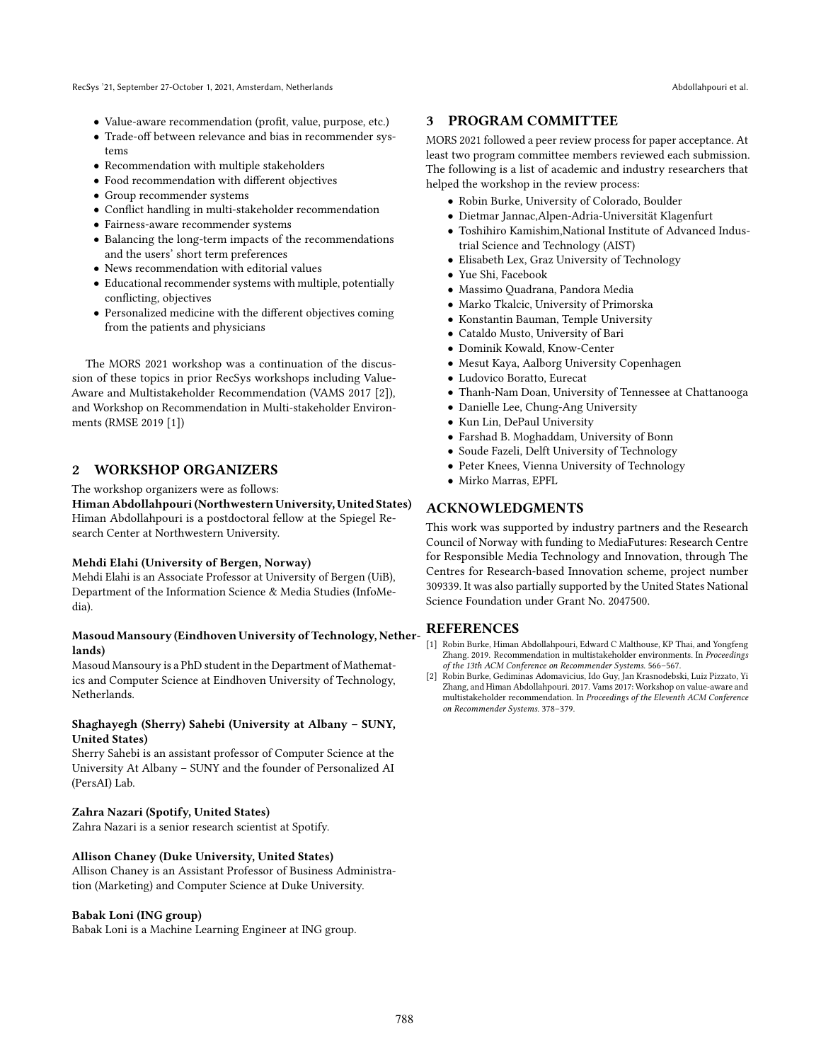- Value-aware recommendation (profit, value, purpose, etc.)
- Trade-off between relevance and bias in recommender systems
- Recommendation with multiple stakeholders
- Food recommendation with different objectives
- Group recommender systems
- Conflict handling in multi-stakeholder recommendation
- Fairness-aware recommender systems
- Balancing the long-term impacts of the recommendations and the users' short term preferences
- News recommendation with editorial values
- Educational recommender systems with multiple, potentially conflicting, objectives
- Personalized medicine with the different objectives coming from the patients and physicians

The MORS 2021 workshop was a continuation of the discussion of these topics in prior RecSys workshops including Value-Aware and Multistakeholder Recommendation (VAMS 2017 [2]), and Workshop on Recommendation in Multi-stakeholder Environments (RMSE 2019 [1])

## 2 WORKSHOP ORGANIZERS

The workshop organizers were as follows:

**Himan Abdollahpouri (Northwestern University, United States)**
Himan Abdollahpouri is a postdoctoral fellow at the Spiegel Research Center at Northwestern University.

**Mehdi Elahi (University of Bergen, Norway)**
Mehdi Elahi is an Associate Professor at University of Bergen (UiB), Department of the Information Science & Media Studies (InfoMedia).

**Masoud Mansoury (Eindhoven University of Technology, Netherlands)**
Masoud Mansoury is a PhD student in the Department of Mathematics and Computer Science at Eindhoven University of Technology, Netherlands.

**Shaghayegh (Sherry) Sahebi (University at Albany – SUNY, United States)**
Sherry Sahebi is an assistant professor of Computer Science at the University At Albany – SUNY and the founder of Personalized AI (PersAI) Lab.

**Zahra Nazari (Spotify, United States)**
Zahra Nazari is a senior research scientist at Spotify.

**Allison Chaney (Duke University, United States)**
Allison Chaney is an Assistant Professor of Business Administration (Marketing) and Computer Science at Duke University.

**Babak Loni (ING group)**
Babak Loni is a Machine Learning Engineer at ING group.

## 3 PROGRAM COMMITTEE

MORS 2021 followed a peer review process for paper acceptance. At least two program committee members reviewed each submission. The following is a list of academic and industry researchers that helped the workshop in the review process:

- Robin Burke, University of Colorado, Boulder
- Dietmar Jannac,Alpen-Adria-Universität Klagenfurt
- Toshihiro Kamishim,National Institute of Advanced Industrial Science and Technology (AIST)
- Elisabeth Lex, Graz University of Technology
- Yue Shi, Facebook
- Massimo Quadrana, Pandora Media
- Marko Tkalcic, University of Primorska
- Konstantin Bauman, Temple University
- Cataldo Musto, University of Bari
- Dominik Kowald, Know-Center
- Mesut Kaya, Aalborg University Copenhagen
- Ludovico Boratto, Eurecat
- Thanh-Nam Doan, University of Tennessee at Chattanooga
- Danielle Lee, Chung-Ang University
- Kun Lin, DePaul University
- Farshad B. Moghaddam, University of Bonn
- Soude Fazeli, Delft University of Technology
- Peter Knees, Vienna University of Technology
- Mirko Marras, EPFL

## ACKNOWLEDGMENTS

This work was supported by industry partners and the Research Council of Norway with funding to MediaFutures: Research Centre for Responsible Media Technology and Innovation, through The Centres for Research-based Innovation scheme, project number 309339. It was also partially supported by the United States National Science Foundation under Grant No. 2047500.

## REFERENCES

[1] Robin Burke, Himan Abdollahpouri, Edward C Malthouse, KP Thai, and Yongfeng Zhang. 2019. Recommendation in multistakeholder environments. In *Proceedings of the 13th ACM Conference on Recommender Systems*. 566–567.

[2] Robin Burke, Gediminas Adomavicius, Ido Guy, Jan Krasnodebski, Luiz Pizzato, Yi Zhang, and Himan Abdollahpouri. 2017. Vams 2017: Workshop on value-aware and multistakeholder recommendation. In *Proceedings of the Eleventh ACM Conference on Recommender Systems*. 378–379.